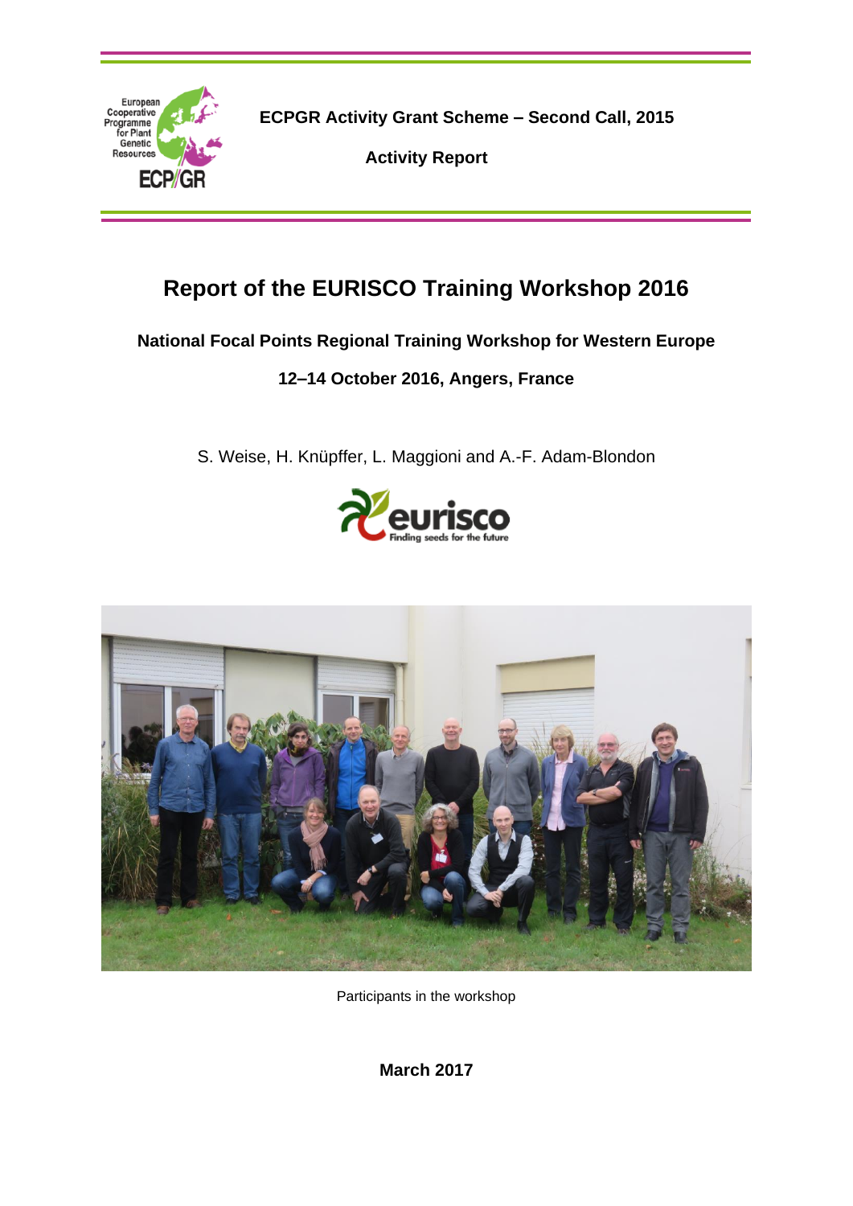ECPGR Activity Grant Scheme – Second Call, 2015

Activity Report

# Report of the EURISCO Training Workshop 2016

**National Focal Points Regional Training Workshop for Western Europe**

**12–14 October 2016, Angers, France**

S. Weise, H. Knüpffer, L. Maggioni and A.-F. Adam-Blondon

Participants in the workshop

**March 2017**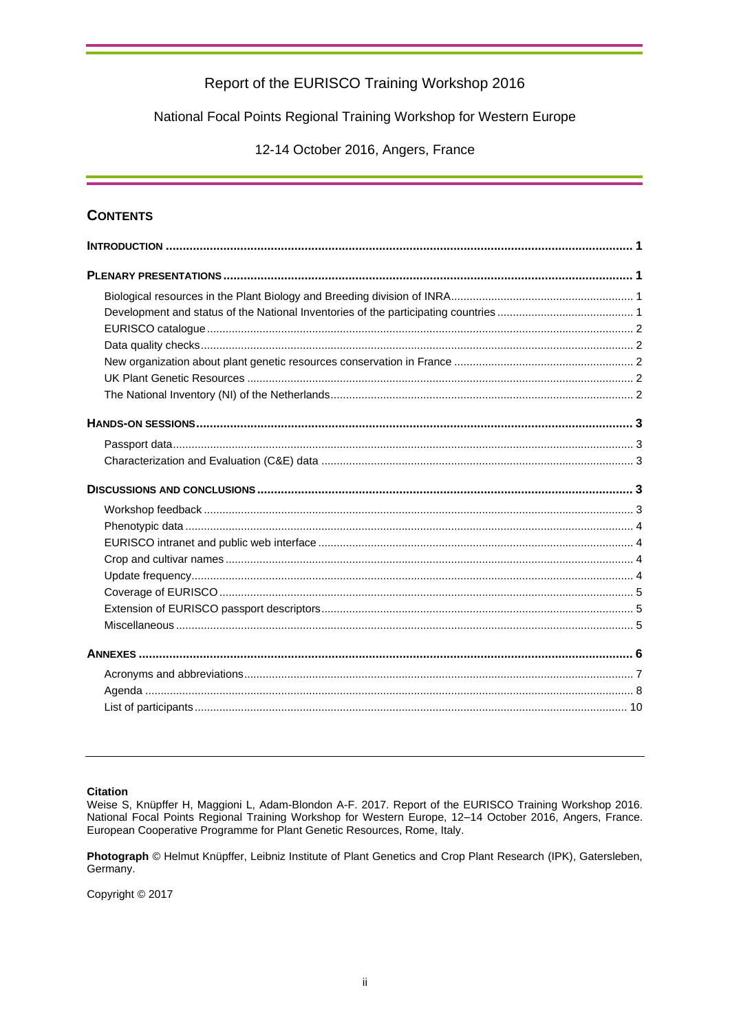Report of the EURISCO Training Workshop 2016

National Focal Points Regional Training Workshop for Western Europe

12-14 October 2016, Angers, France

## CONTENTS

**INTRODUCTION** ........ **1**

**PLENARY PRESENTATIONS** ........ **1**

- Biological resources in the Plant Biology and Breeding division of INRA ........ 1
- Development and status of the National Inventories of the participating countries ........ 1
- EURISCO catalogue ........ 2
- Data quality checks ........ 2
- New organization about plant genetic resources conservation in France ........ 2
- UK Plant Genetic Resources ........ 2
- The National Inventory (NI) of the Netherlands ........ 2

**HANDS-ON SESSIONS** ........ **3**

- Passport data ........ 3
- Characterization and Evaluation (C&E) data ........ 3

**DISCUSSIONS AND CONCLUSIONS** ........ **3**

- Workshop feedback ........ 3
- Phenotypic data ........ 4
- EURISCO intranet and public web interface ........ 4
- Crop and cultivar names ........ 4
- Update frequency ........ 4
- Coverage of EURISCO ........ 5
- Extension of EURISCO passport descriptors ........ 5
- Miscellaneous ........ 5

**ANNEXES** ........ **6**

- Acronyms and abbreviations ........ 7
- Agenda ........ 8
- List of participants ........ 10

---

**Citation**
Weise S, Knüpffer H, Maggioni L, Adam-Blondon A-F. 2017. Report of the EURISCO Training Workshop 2016. National Focal Points Regional Training Workshop for Western Europe, 12–14 October 2016, Angers, France. European Cooperative Programme for Plant Genetic Resources, Rome, Italy.

**Photograph** © Helmut Knüpffer, Leibniz Institute of Plant Genetics and Crop Plant Research (IPK), Gatersleben, Germany.

Copyright © 2017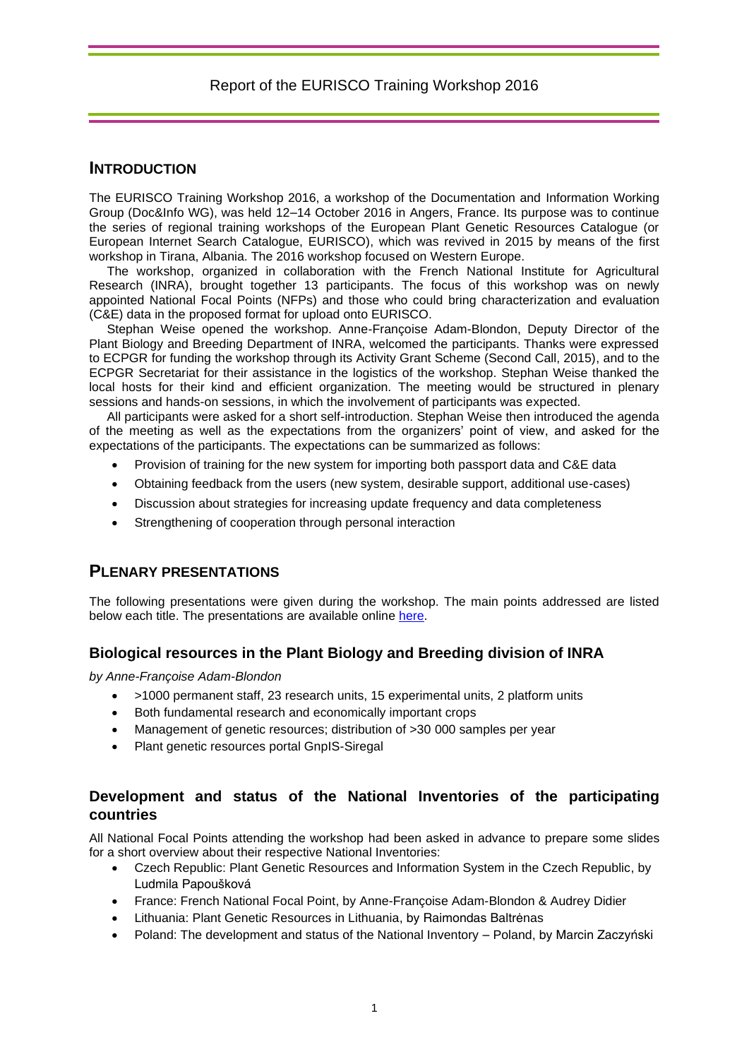## INTRODUCTION

The EURISCO Training Workshop 2016, a workshop of the Documentation and Information Working Group (Doc&Info WG), was held 12–14 October 2016 in Angers, France. Its purpose was to continue the series of regional training workshops of the European Plant Genetic Resources Catalogue (or European Internet Search Catalogue, EURISCO), which was revived in 2015 by means of the first workshop in Tirana, Albania. The 2016 workshop focused on Western Europe.

The workshop, organized in collaboration with the French National Institute for Agricultural Research (INRA), brought together 13 participants. The focus of this workshop was on newly appointed National Focal Points (NFPs) and those who could bring characterization and evaluation (C&E) data in the proposed format for upload onto EURISCO.

Stephan Weise opened the workshop. Anne-Françoise Adam-Blondon, Deputy Director of the Plant Biology and Breeding Department of INRA, welcomed the participants. Thanks were expressed to ECPGR for funding the workshop through its Activity Grant Scheme (Second Call, 2015), and to the ECPGR Secretariat for their assistance in the logistics of the workshop. Stephan Weise thanked the local hosts for their kind and efficient organization. The meeting would be structured in plenary sessions and hands-on sessions, in which the involvement of participants was expected.

All participants were asked for a short self-introduction. Stephan Weise then introduced the agenda of the meeting as well as the expectations from the organizers' point of view, and asked for the expectations of the participants. The expectations can be summarized as follows:

- Provision of training for the new system for importing both passport data and C&E data
- Obtaining feedback from the users (new system, desirable support, additional use-cases)
- Discussion about strategies for increasing update frequency and data completeness
- Strengthening of cooperation through personal interaction

## PLENARY PRESENTATIONS

The following presentations were given during the workshop. The main points addressed are listed below each title. The presentations are available online [here](#).

### Biological resources in the Plant Biology and Breeding division of INRA

*by Anne-Françoise Adam-Blondon*

- >1000 permanent staff, 23 research units, 15 experimental units, 2 platform units
- Both fundamental research and economically important crops
- Management of genetic resources; distribution of >30 000 samples per year
- Plant genetic resources portal GnpIS-Siregal

### Development and status of the National Inventories of the participating countries

All National Focal Points attending the workshop had been asked in advance to prepare some slides for a short overview about their respective National Inventories:

- Czech Republic: Plant Genetic Resources and Information System in the Czech Republic, by Ludmila Papoušková
- France: French National Focal Point, by Anne-Françoise Adam-Blondon & Audrey Didier
- Lithuania: Plant Genetic Resources in Lithuania, by Raimondas Baltrėnas
- Poland: The development and status of the National Inventory – Poland, by Marcin Zaczyński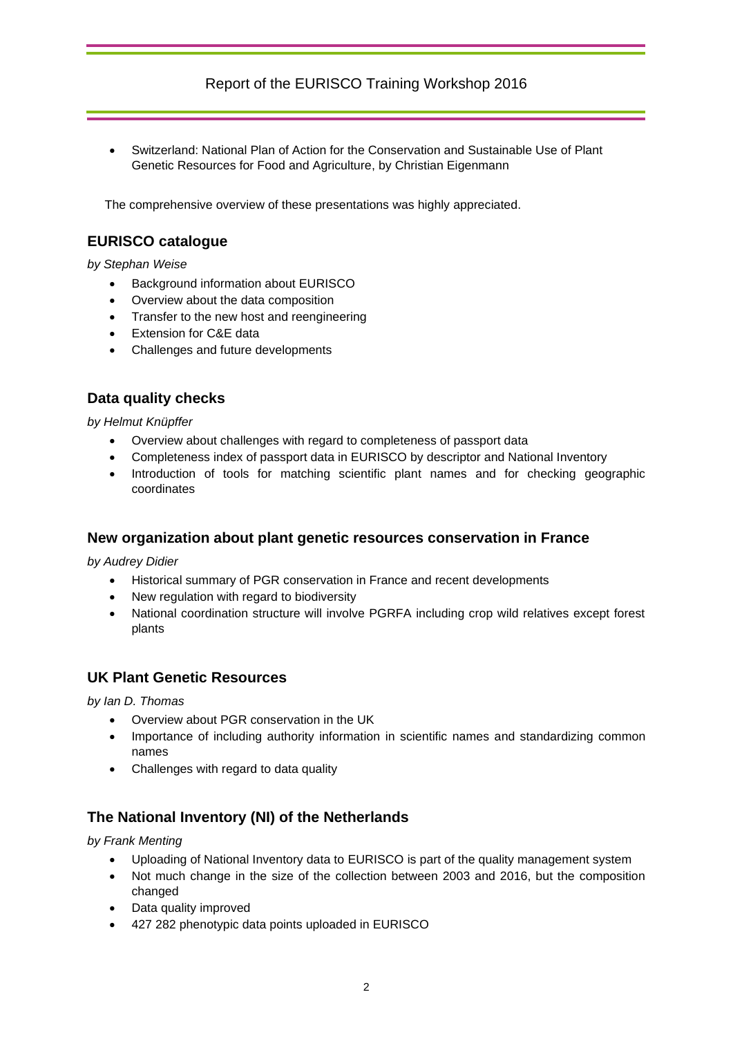- Switzerland: National Plan of Action for the Conservation and Sustainable Use of Plant Genetic Resources for Food and Agriculture, by Christian Eigenmann

The comprehensive overview of these presentations was highly appreciated.

## EURISCO catalogue

*by Stephan Weise*

- Background information about EURISCO
- Overview about the data composition
- Transfer to the new host and reengineering
- Extension for C&E data
- Challenges and future developments

## Data quality checks

*by Helmut Knüpffer*

- Overview about challenges with regard to completeness of passport data
- Completeness index of passport data in EURISCO by descriptor and National Inventory
- Introduction of tools for matching scientific plant names and for checking geographic coordinates

## New organization about plant genetic resources conservation in France

*by Audrey Didier*

- Historical summary of PGR conservation in France and recent developments
- New regulation with regard to biodiversity
- National coordination structure will involve PGRFA including crop wild relatives except forest plants

## UK Plant Genetic Resources

*by Ian D. Thomas*

- Overview about PGR conservation in the UK
- Importance of including authority information in scientific names and standardizing common names
- Challenges with regard to data quality

## The National Inventory (NI) of the Netherlands

*by Frank Menting*

- Uploading of National Inventory data to EURISCO is part of the quality management system
- Not much change in the size of the collection between 2003 and 2016, but the composition changed
- Data quality improved
- 427 282 phenotypic data points uploaded in EURISCO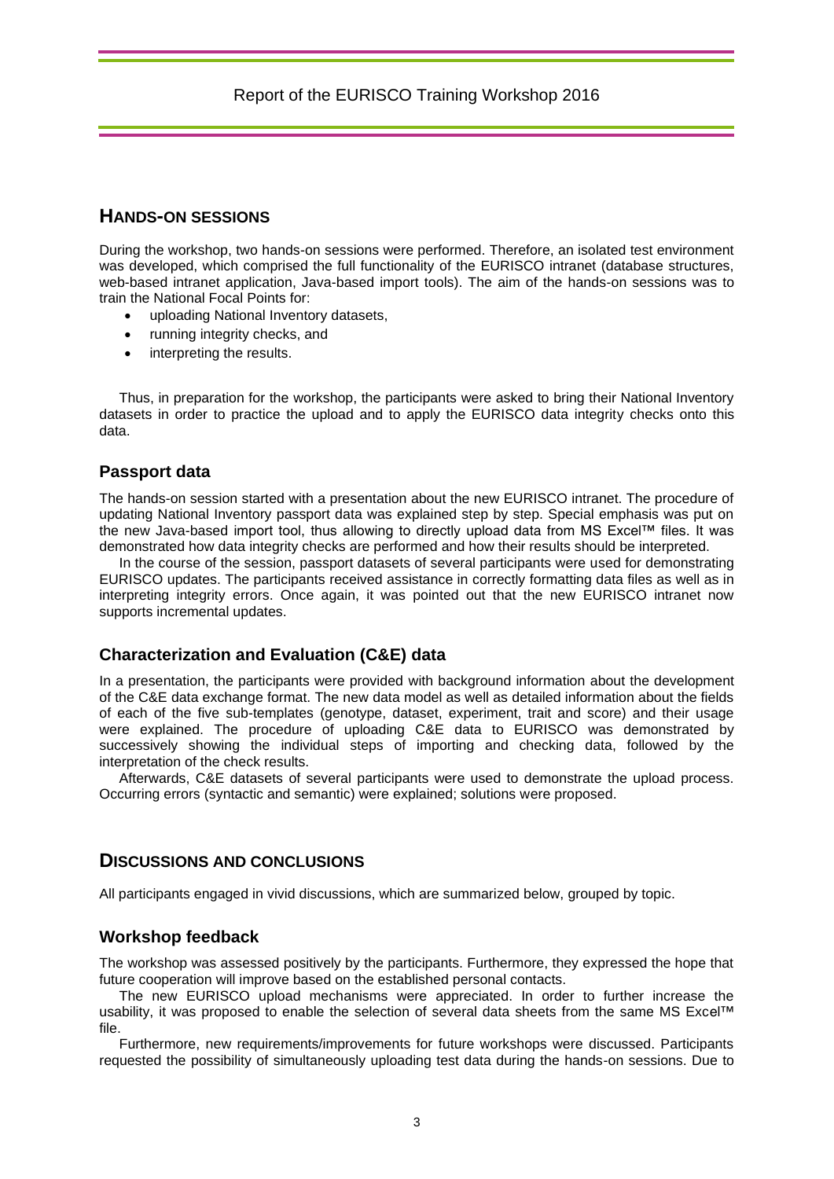## HANDS-ON SESSIONS

During the workshop, two hands-on sessions were performed. Therefore, an isolated test environment was developed, which comprised the full functionality of the EURISCO intranet (database structures, web-based intranet application, Java-based import tools). The aim of the hands-on sessions was to train the National Focal Points for:

- uploading National Inventory datasets,
- running integrity checks, and
- interpreting the results.

Thus, in preparation for the workshop, the participants were asked to bring their National Inventory datasets in order to practice the upload and to apply the EURISCO data integrity checks onto this data.

### Passport data

The hands-on session started with a presentation about the new EURISCO intranet. The procedure of updating National Inventory passport data was explained step by step. Special emphasis was put on the new Java-based import tool, thus allowing to directly upload data from MS Excel™ files. It was demonstrated how data integrity checks are performed and how their results should be interpreted.

In the course of the session, passport datasets of several participants were used for demonstrating EURISCO updates. The participants received assistance in correctly formatting data files as well as in interpreting integrity errors. Once again, it was pointed out that the new EURISCO intranet now supports incremental updates.

### Characterization and Evaluation (C&E) data

In a presentation, the participants were provided with background information about the development of the C&E data exchange format. The new data model as well as detailed information about the fields of each of the five sub-templates (genotype, dataset, experiment, trait and score) and their usage were explained. The procedure of uploading C&E data to EURISCO was demonstrated by successively showing the individual steps of importing and checking data, followed by the interpretation of the check results.

Afterwards, C&E datasets of several participants were used to demonstrate the upload process. Occurring errors (syntactic and semantic) were explained; solutions were proposed.

## DISCUSSIONS AND CONCLUSIONS

All participants engaged in vivid discussions, which are summarized below, grouped by topic.

### Workshop feedback

The workshop was assessed positively by the participants. Furthermore, they expressed the hope that future cooperation will improve based on the established personal contacts.

The new EURISCO upload mechanisms were appreciated. In order to further increase the usability, it was proposed to enable the selection of several data sheets from the same MS Excel™ file.

Furthermore, new requirements/improvements for future workshops were discussed. Participants requested the possibility of simultaneously uploading test data during the hands-on sessions. Due to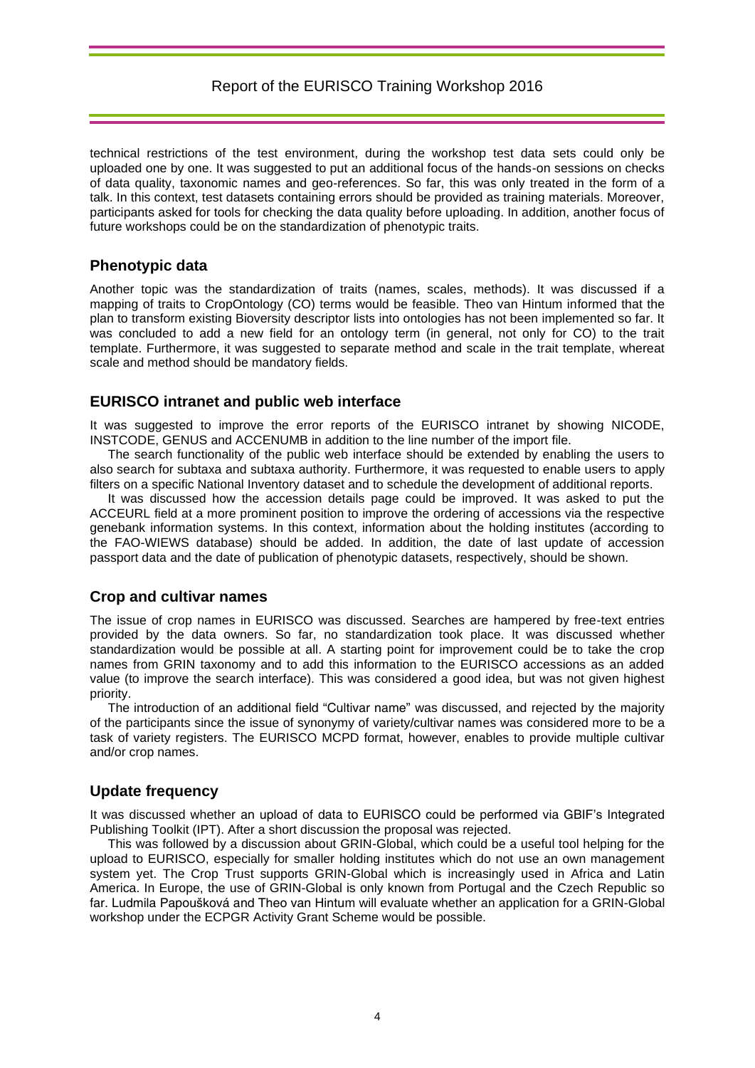technical restrictions of the test environment, during the workshop test data sets could only be uploaded one by one. It was suggested to put an additional focus of the hands-on sessions on checks of data quality, taxonomic names and geo-references. So far, this was only treated in the form of a talk. In this context, test datasets containing errors should be provided as training materials. Moreover, participants asked for tools for checking the data quality before uploading. In addition, another focus of future workshops could be on the standardization of phenotypic traits.

## Phenotypic data

Another topic was the standardization of traits (names, scales, methods). It was discussed if a mapping of traits to CropOntology (CO) terms would be feasible. Theo van Hintum informed that the plan to transform existing Bioversity descriptor lists into ontologies has not been implemented so far. It was concluded to add a new field for an ontology term (in general, not only for CO) to the trait template. Furthermore, it was suggested to separate method and scale in the trait template, whereat scale and method should be mandatory fields.

## EURISCO intranet and public web interface

It was suggested to improve the error reports of the EURISCO intranet by showing NICODE, INSTCODE, GENUS and ACCENUMB in addition to the line number of the import file.

The search functionality of the public web interface should be extended by enabling the users to also search for subtaxa and subtaxa authority. Furthermore, it was requested to enable users to apply filters on a specific National Inventory dataset and to schedule the development of additional reports.

It was discussed how the accession details page could be improved. It was asked to put the ACCEURL field at a more prominent position to improve the ordering of accessions via the respective genebank information systems. In this context, information about the holding institutes (according to the FAO-WIEWS database) should be added. In addition, the date of last update of accession passport data and the date of publication of phenotypic datasets, respectively, should be shown.

## Crop and cultivar names

The issue of crop names in EURISCO was discussed. Searches are hampered by free-text entries provided by the data owners. So far, no standardization took place. It was discussed whether standardization would be possible at all. A starting point for improvement could be to take the crop names from GRIN taxonomy and to add this information to the EURISCO accessions as an added value (to improve the search interface). This was considered a good idea, but was not given highest priority.

The introduction of an additional field "Cultivar name" was discussed, and rejected by the majority of the participants since the issue of synonymy of variety/cultivar names was considered more to be a task of variety registers. The EURISCO MCPD format, however, enables to provide multiple cultivar and/or crop names.

## Update frequency

It was discussed whether an upload of data to EURISCO could be performed via GBIF's Integrated Publishing Toolkit (IPT). After a short discussion the proposal was rejected.

This was followed by a discussion about GRIN-Global, which could be a useful tool helping for the upload to EURISCO, especially for smaller holding institutes which do not use an own management system yet. The Crop Trust supports GRIN-Global which is increasingly used in Africa and Latin America. In Europe, the use of GRIN-Global is only known from Portugal and the Czech Republic so far. Ludmila Papoušková and Theo van Hintum will evaluate whether an application for a GRIN-Global workshop under the ECPGR Activity Grant Scheme would be possible.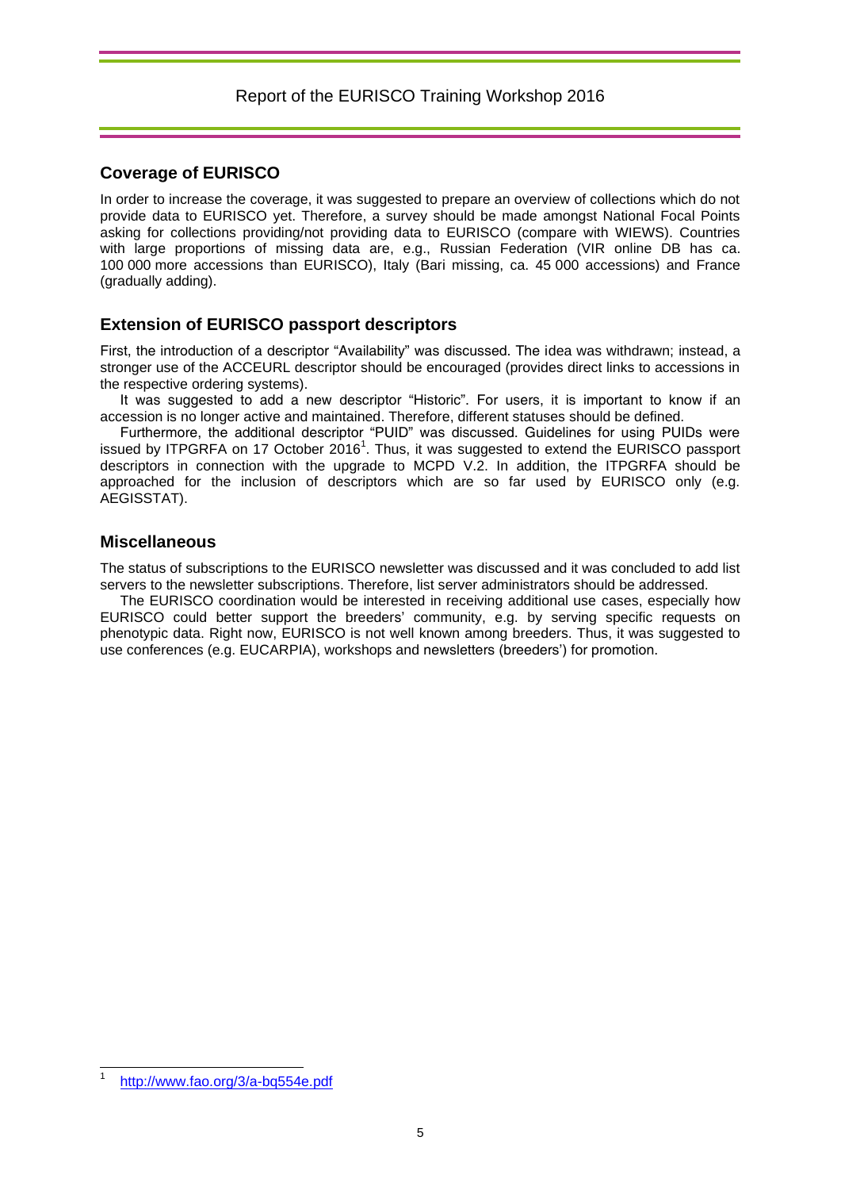## Coverage of EURISCO

In order to increase the coverage, it was suggested to prepare an overview of collections which do not provide data to EURISCO yet. Therefore, a survey should be made amongst National Focal Points asking for collections providing/not providing data to EURISCO (compare with WIEWS). Countries with large proportions of missing data are, e.g., Russian Federation (VIR online DB has ca. 100 000 more accessions than EURISCO), Italy (Bari missing, ca. 45 000 accessions) and France (gradually adding).

## Extension of EURISCO passport descriptors

First, the introduction of a descriptor "Availability" was discussed. The idea was withdrawn; instead, a stronger use of the ACCEURL descriptor should be encouraged (provides direct links to accessions in the respective ordering systems).

It was suggested to add a new descriptor "Historic". For users, it is important to know if an accession is no longer active and maintained. Therefore, different statuses should be defined.

Furthermore, the additional descriptor "PUID" was discussed. Guidelines for using PUIDs were issued by ITPGRFA on 17 October 2016[1]. Thus, it was suggested to extend the EURISCO passport descriptors in connection with the upgrade to MCPD V.2. In addition, the ITPGRFA should be approached for the inclusion of descriptors which are so far used by EURISCO only (e.g. AEGISSTAT).

## Miscellaneous

The status of subscriptions to the EURISCO newsletter was discussed and it was concluded to add list servers to the newsletter subscriptions. Therefore, list server administrators should be addressed.

The EURISCO coordination would be interested in receiving additional use cases, especially how EURISCO could better support the breeders' community, e.g. by serving specific requests on phenotypic data. Right now, EURISCO is not well known among breeders. Thus, it was suggested to use conferences (e.g. EUCARPIA), workshops and newsletters (breeders') for promotion.

---

[1] http://www.fao.org/3/a-bq554e.pdf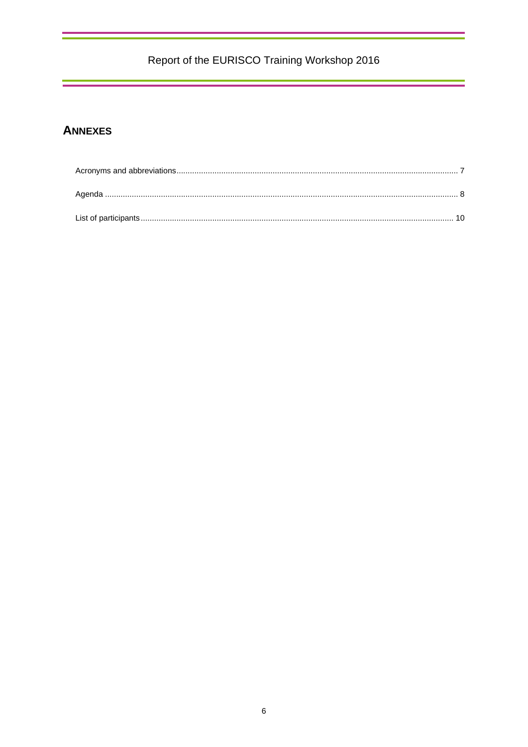## ANNEXES

Acronyms and abbreviations .......... 7

Agenda .......... 8

List of participants .......... 10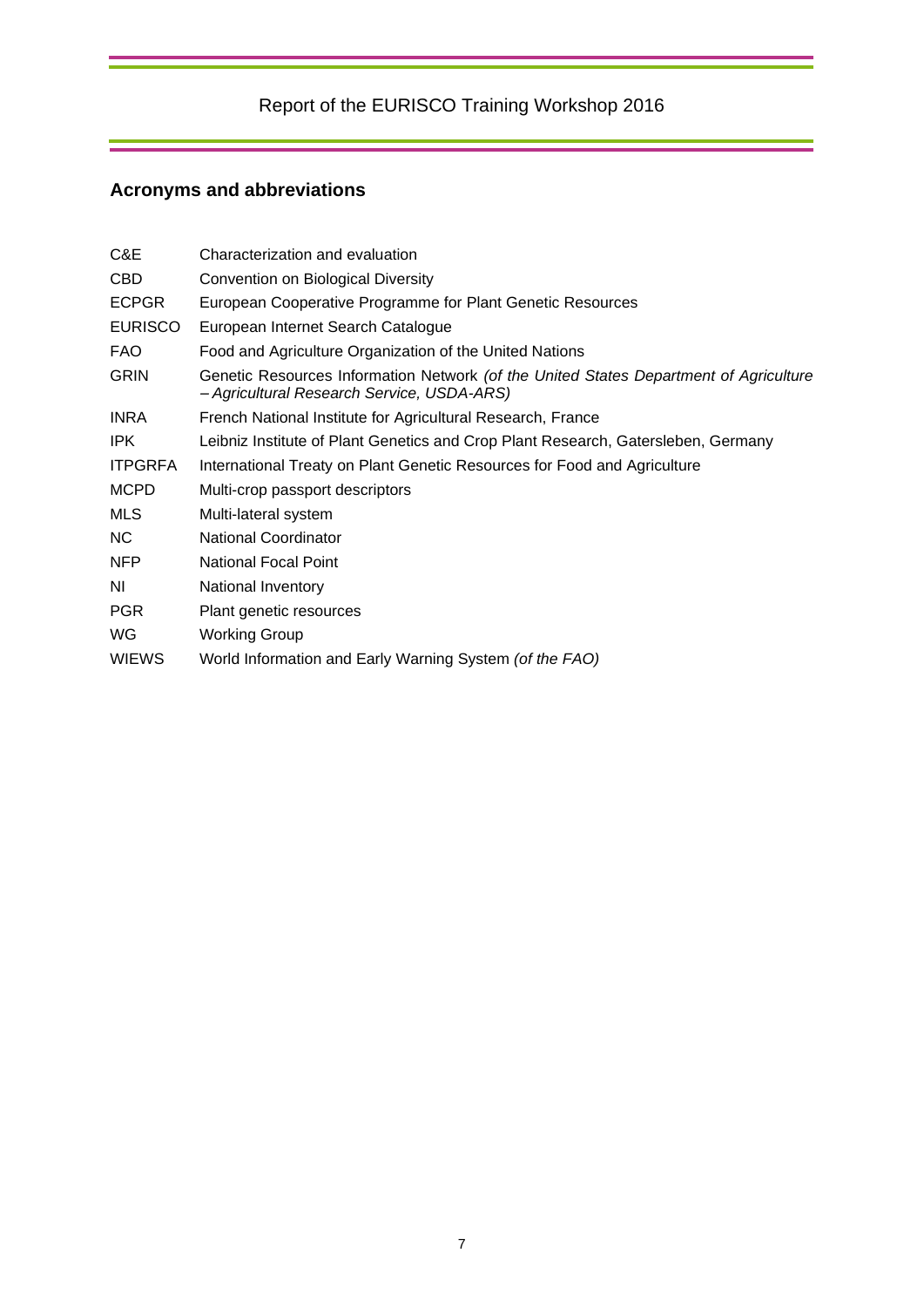## Acronyms and abbreviations

| | |
|---|---|
| C&E | Characterization and evaluation |
| CBD | Convention on Biological Diversity |
| ECPGR | European Cooperative Programme for Plant Genetic Resources |
| EURISCO | European Internet Search Catalogue |
| FAO | Food and Agriculture Organization of the United Nations |
| GRIN | Genetic Resources Information Network *(of the United States Department of Agriculture – Agricultural Research Service, USDA-ARS)* |
| INRA | French National Institute for Agricultural Research, France |
| IPK | Leibniz Institute of Plant Genetics and Crop Plant Research, Gatersleben, Germany |
| ITPGRFA | International Treaty on Plant Genetic Resources for Food and Agriculture |
| MCPD | Multi-crop passport descriptors |
| MLS | Multi-lateral system |
| NC | National Coordinator |
| NFP | National Focal Point |
| NI | National Inventory |
| PGR | Plant genetic resources |
| WG | Working Group |
| WIEWS | World Information and Early Warning System *(of the FAO)* |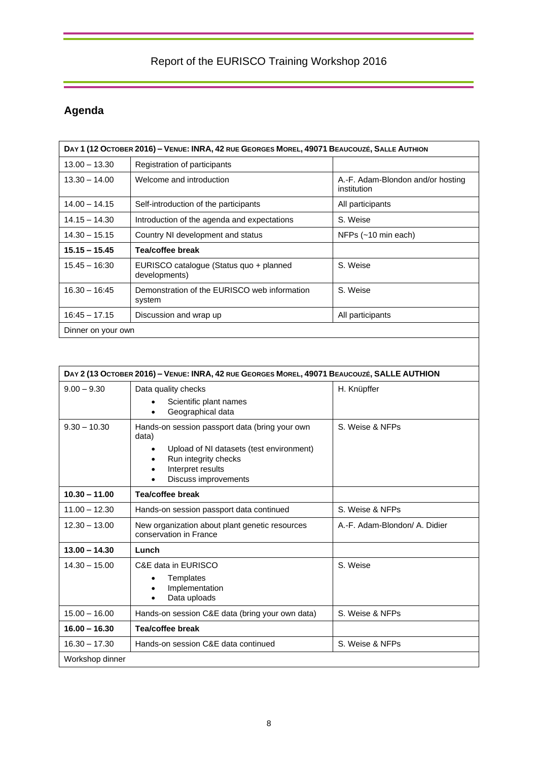## Agenda

| DAY 1 (12 OCTOBER 2016) – VENUE: INRA, 42 RUE GEORGES MOREL, 49071 BEAUCOUZÉ, SALLE AUTHION | | |
|---|---|---|
| 13.00 – 13.30 | Registration of participants | |
| 13.30 – 14.00 | Welcome and introduction | A.-F. Adam-Blondon and/or hosting institution |
| 14.00 – 14.15 | Self-introduction of the participants | All participants |
| 14.15 – 14.30 | Introduction of the agenda and expectations | S. Weise |
| 14.30 – 15.15 | Country NI development and status | NFPs (~10 min each) |
| **15.15 – 15.45** | **Tea/coffee break** | |
| 15.45 – 16:30 | EURISCO catalogue (Status quo + planned developments) | S. Weise |
| 16.30 – 16:45 | Demonstration of the EURISCO web information system | S. Weise |
| 16:45 – 17.15 | Discussion and wrap up | All participants |
| Dinner on your own | | |

| DAY 2 (13 OCTOBER 2016) – VENUE: INRA, 42 RUE GEORGES MOREL, 49071 BEAUCOUZÉ, SALLE AUTHION | | |
|---|---|---|
| 9.00 – 9.30 | Data quality checks<br>• Scientific plant names<br>• Geographical data | H. Knüpffer |
| 9.30 – 10.30 | Hands-on session passport data (bring your own data)<br>• Upload of NI datasets (test environment)<br>• Run integrity checks<br>• Interpret results<br>• Discuss improvements | S. Weise & NFPs |
| **10.30 – 11.00** | **Tea/coffee break** | |
| 11.00 – 12.30 | Hands-on session passport data continued | S. Weise & NFPs |
| 12.30 – 13.00 | New organization about plant genetic resources conservation in France | A.-F. Adam-Blondon/ A. Didier |
| **13.00 – 14.30** | **Lunch** | |
| 14.30 – 15.00 | C&E data in EURISCO<br>• Templates<br>• Implementation<br>• Data uploads | S. Weise |
| 15.00 – 16.00 | Hands-on session C&E data (bring your own data) | S. Weise & NFPs |
| **16.00 – 16.30** | **Tea/coffee break** | |
| 16.30 – 17.30 | Hands-on session C&E data continued | S. Weise & NFPs |
| Workshop dinner | | |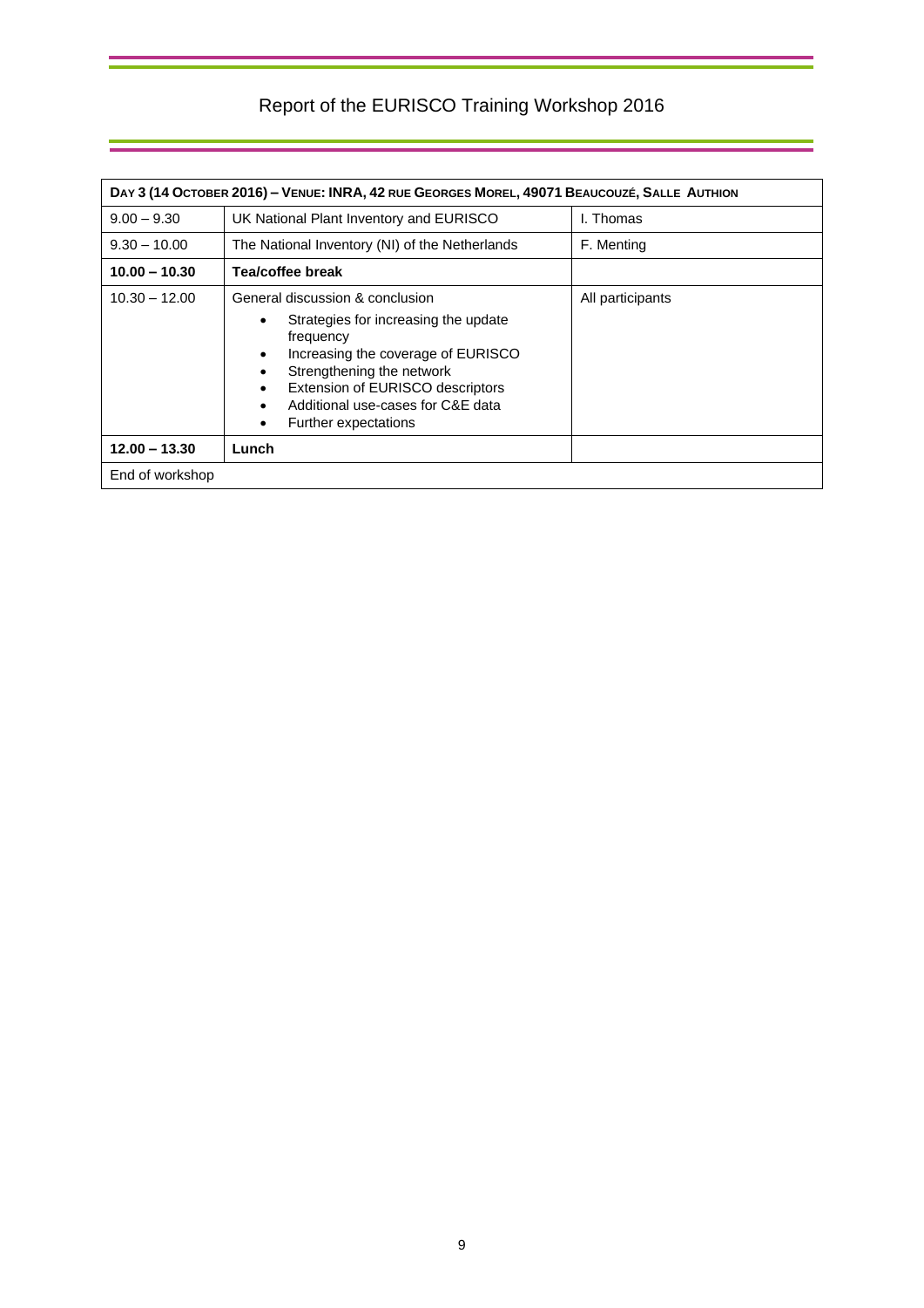| **Day 3 (14 October 2016) – Venue: INRA, 42 rue Georges Morel, 49071 Beaucouzé, Salle Authion** | | |
|---|---|---|
| 9.00 – 9.30 | UK National Plant Inventory and EURISCO | I. Thomas |
| 9.30 – 10.00 | The National Inventory (NI) of the Netherlands | F. Menting |
| **10.00 – 10.30** | **Tea/coffee break** | |
| 10.30 – 12.00 | General discussion & conclusion<br>• Strategies for increasing the update frequency<br>• Increasing the coverage of EURISCO<br>• Strengthening the network<br>• Extension of EURISCO descriptors<br>• Additional use-cases for C&E data<br>• Further expectations | All participants |
| **12.00 – 13.30** | **Lunch** | |
| End of workshop | | |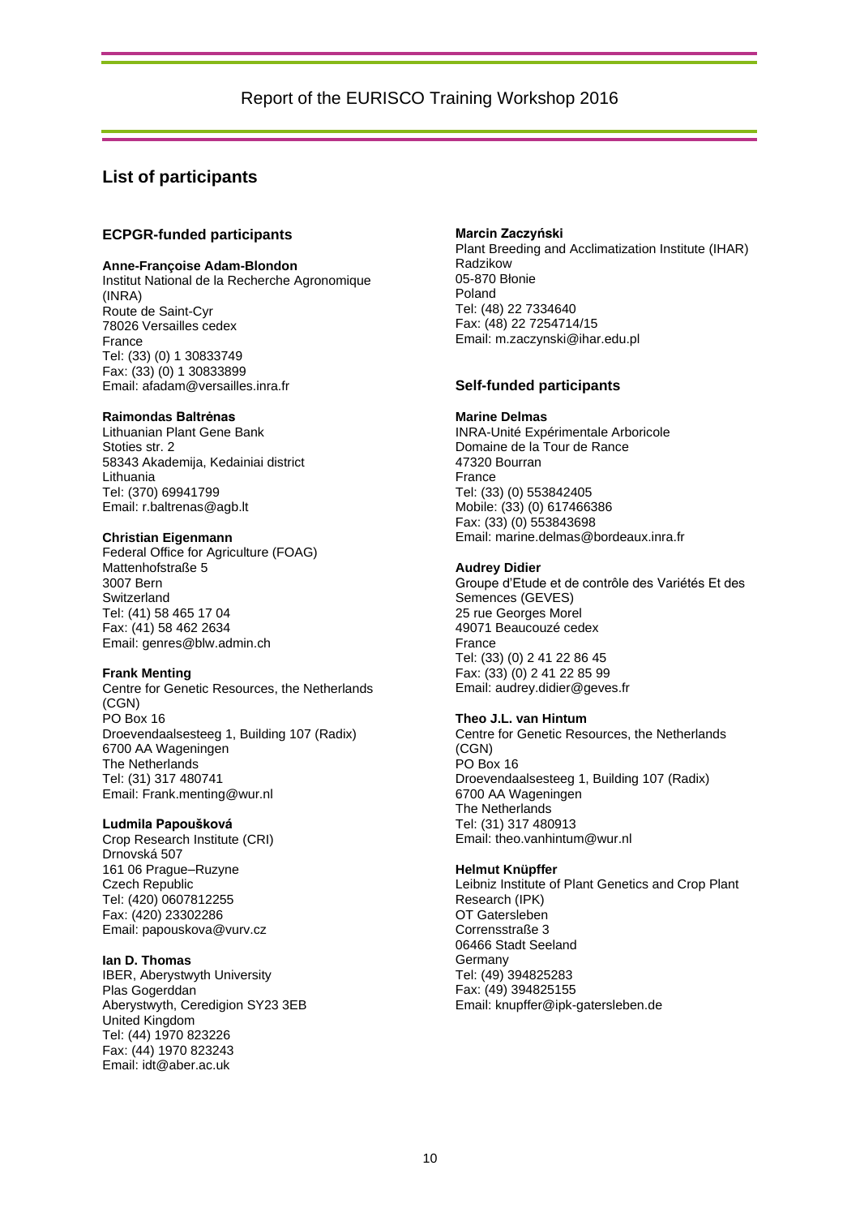## List of participants

### ECPGR-funded participants

**Anne-Françoise Adam-Blondon**
Institut National de la Recherche Agronomique (INRA)
Route de Saint-Cyr
78026 Versailles cedex
France
Tel: (33) (0) 1 30833749
Fax: (33) (0) 1 30833899
Email: afadam@versailles.inra.fr

**Raimondas Baltrėnas**
Lithuanian Plant Gene Bank
Stoties str. 2
58343 Akademija, Kedainiai district
Lithuania
Tel: (370) 69941799
Email: r.baltrenas@agb.lt

**Christian Eigenmann**
Federal Office for Agriculture (FOAG)
Mattenhofstraße 5
3007 Bern
Switzerland
Tel: (41) 58 465 17 04
Fax: (41) 58 462 2634
Email: genres@blw.admin.ch

**Frank Menting**
Centre for Genetic Resources, the Netherlands (CGN)
PO Box 16
Droevendaalsesteeg 1, Building 107 (Radix)
6700 AA Wageningen
The Netherlands
Tel: (31) 317 480741
Email: Frank.menting@wur.nl

**Ludmila Papoušková**
Crop Research Institute (CRI)
Drnovská 507
161 06 Prague–Ruzyne
Czech Republic
Tel: (420) 0607812255
Fax: (420) 23302286
Email: papouskova@vurv.cz

**Ian D. Thomas**
IBER, Aberystwyth University
Plas Gogerddan
Aberystwyth, Ceredigion SY23 3EB
United Kingdom
Tel: (44) 1970 823226
Fax: (44) 1970 823243
Email: idt@aber.ac.uk

**Marcin Zaczyński**
Plant Breeding and Acclimatization Institute (IHAR)
Radzikow
05-870 Błonie
Poland
Tel: (48) 22 7334640
Fax: (48) 22 7254714/15
Email: m.zaczynski@ihar.edu.pl

### Self-funded participants

**Marine Delmas**
INRA-Unité Expérimentale Arboricole
Domaine de la Tour de Rance
47320 Bourran
France
Tel: (33) (0) 553842405
Mobile: (33) (0) 617466386
Fax: (33) (0) 553843698
Email: marine.delmas@bordeaux.inra.fr

**Audrey Didier**
Groupe d'Etude et de contrôle des Variétés Et des Semences (GEVES)
25 rue Georges Morel
49071 Beaucouzé cedex
France
Tel: (33) (0) 2 41 22 86 45
Fax: (33) (0) 2 41 22 85 99
Email: audrey.didier@geves.fr

**Theo J.L. van Hintum**
Centre for Genetic Resources, the Netherlands (CGN)
PO Box 16
Droevendaalsesteeg 1, Building 107 (Radix)
6700 AA Wageningen
The Netherlands
Tel: (31) 317 480913
Email: theo.vanhintum@wur.nl

**Helmut Knüpffer**
Leibniz Institute of Plant Genetics and Crop Plant Research (IPK)
OT Gatersleben
Corrensstraße 3
06466 Stadt Seeland
Germany
Tel: (49) 394825283
Fax: (49) 394825155
Email: knupffer@ipk-gatersleben.de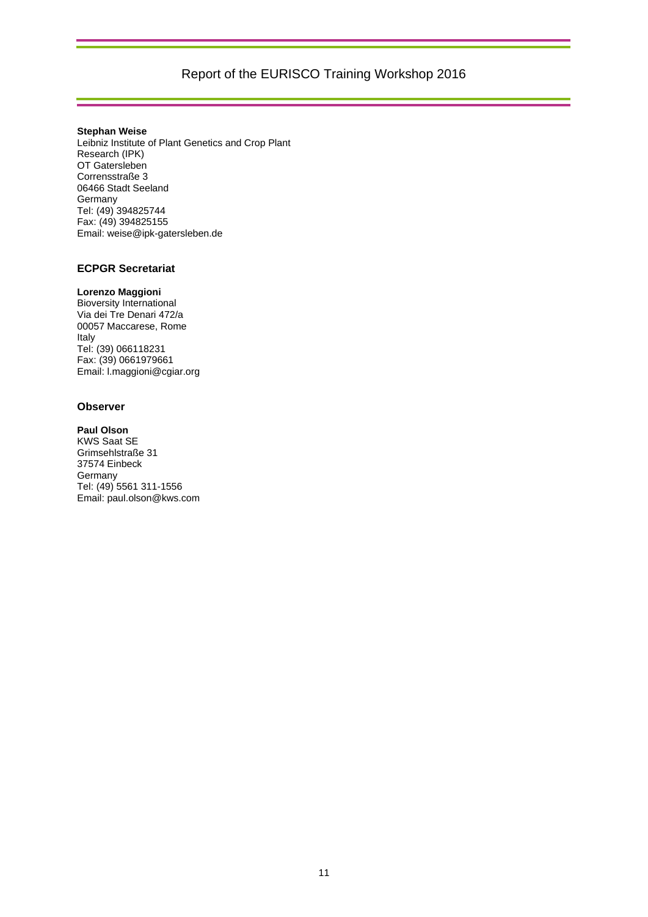**Stephan Weise**
Leibniz Institute of Plant Genetics and Crop Plant Research (IPK)
OT Gatersleben
Corrensstraße 3
06466 Stadt Seeland
Germany
Tel: (49) 394825744
Fax: (49) 394825155
Email: weise@ipk-gatersleben.de

## ECPGR Secretariat

**Lorenzo Maggioni**
Bioversity International
Via dei Tre Denari 472/a
00057 Maccarese, Rome
Italy
Tel: (39) 066118231
Fax: (39) 0661979661
Email: l.maggioni@cgiar.org

## Observer

**Paul Olson**
KWS Saat SE
Grimsehlstraße 31
37574 Einbeck
Germany
Tel: (49) 5561 311-1556
Email: paul.olson@kws.com